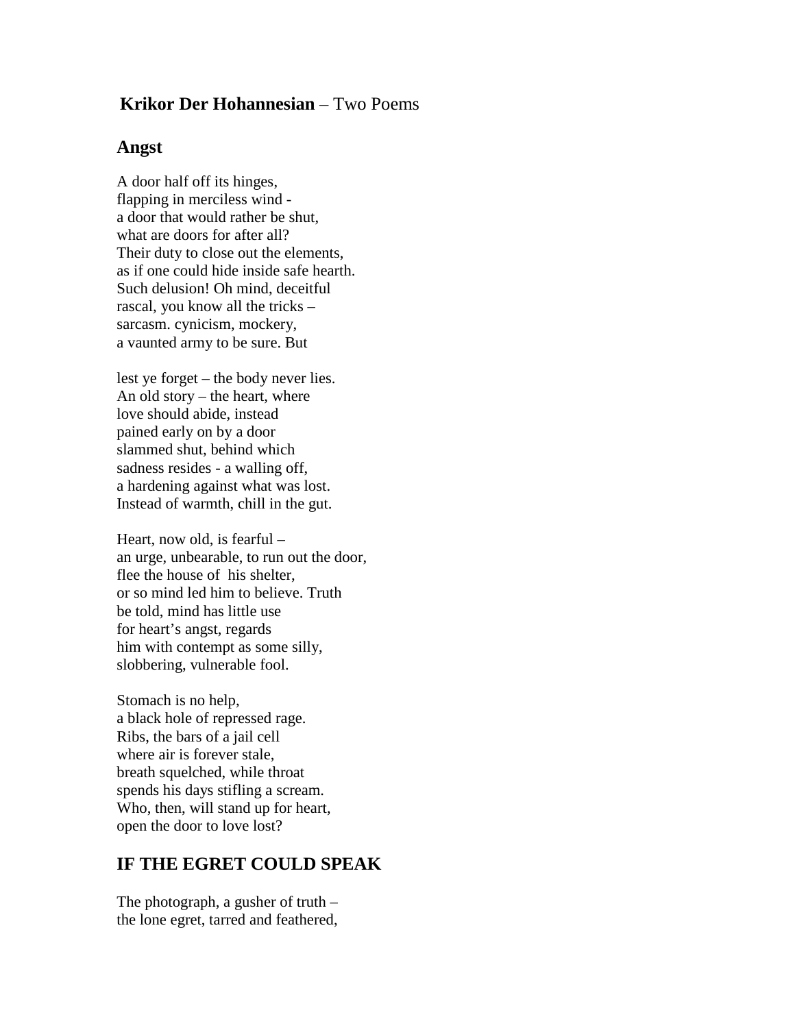**Krikor Der Hohannesian** – Two Poems

## Angst

A door half off its hinges,  
flapping in merciless wind -  
a door that would rather be shut,  
what are doors for after all?  
Their duty to close out the elements,  
as if one could hide inside safe hearth.  
Such delusion! Oh mind, deceitful  
rascal, you know all the tricks –  
sarcasm. cynicism, mockery,  
a vaunted army to be sure. But

lest ye forget – the body never lies.  
An old story – the heart, where  
love should abide, instead  
pained early on by a door  
slammed shut, behind which  
sadness resides - a walling off,  
a hardening against what was lost.  
Instead of warmth, chill in the gut.

Heart, now old, is fearful –  
an urge, unbearable, to run out the door,  
flee the house of his shelter,  
or so mind led him to believe. Truth  
be told, mind has little use  
for heart's angst, regards  
him with contempt as some silly,  
slobbering, vulnerable fool.

Stomach is no help,  
a black hole of repressed rage.  
Ribs, the bars of a jail cell  
where air is forever stale,  
breath squelched, while throat  
spends his days stifling a scream.  
Who, then, will stand up for heart,  
open the door to love lost?

## IF THE EGRET COULD SPEAK

The photograph, a gusher of truth –  
the lone egret, tarred and feathered,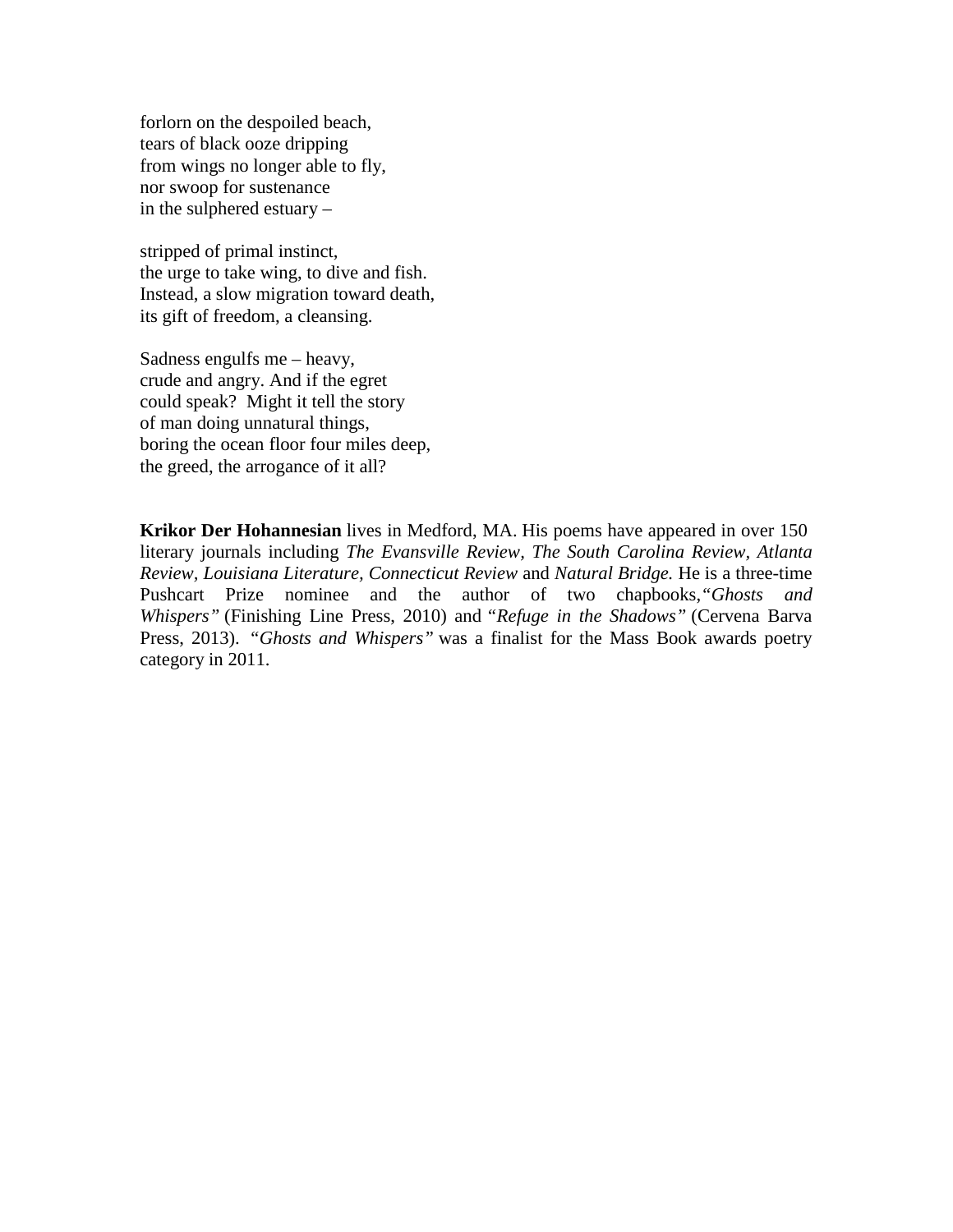forlorn on the despoiled beach,  
tears of black ooze dripping  
from wings no longer able to fly,  
nor swoop for sustenance  
in the sulphered estuary –

stripped of primal instinct,  
the urge to take wing, to dive and fish.  
Instead, a slow migration toward death,  
its gift of freedom, a cleansing.

Sadness engulfs me – heavy,  
crude and angry. And if the egret  
could speak? Might it tell the story  
of man doing unnatural things,  
boring the ocean floor four miles deep,  
the greed, the arrogance of it all?

**Krikor Der Hohannesian** lives in Medford, MA. His poems have appeared in over 150 literary journals including *The Evansville Review, The South Carolina Review, Atlanta Review, Louisiana Literature, Connecticut Review* and *Natural Bridge.* He is a three-time Pushcart Prize nominee and the author of two chapbooks,*"Ghosts and Whispers"* (Finishing Line Press, 2010) and "*Refuge in the Shadows"* (Cervena Barva Press, 2013). *"Ghosts and Whispers"* was a finalist for the Mass Book awards poetry category in 2011.